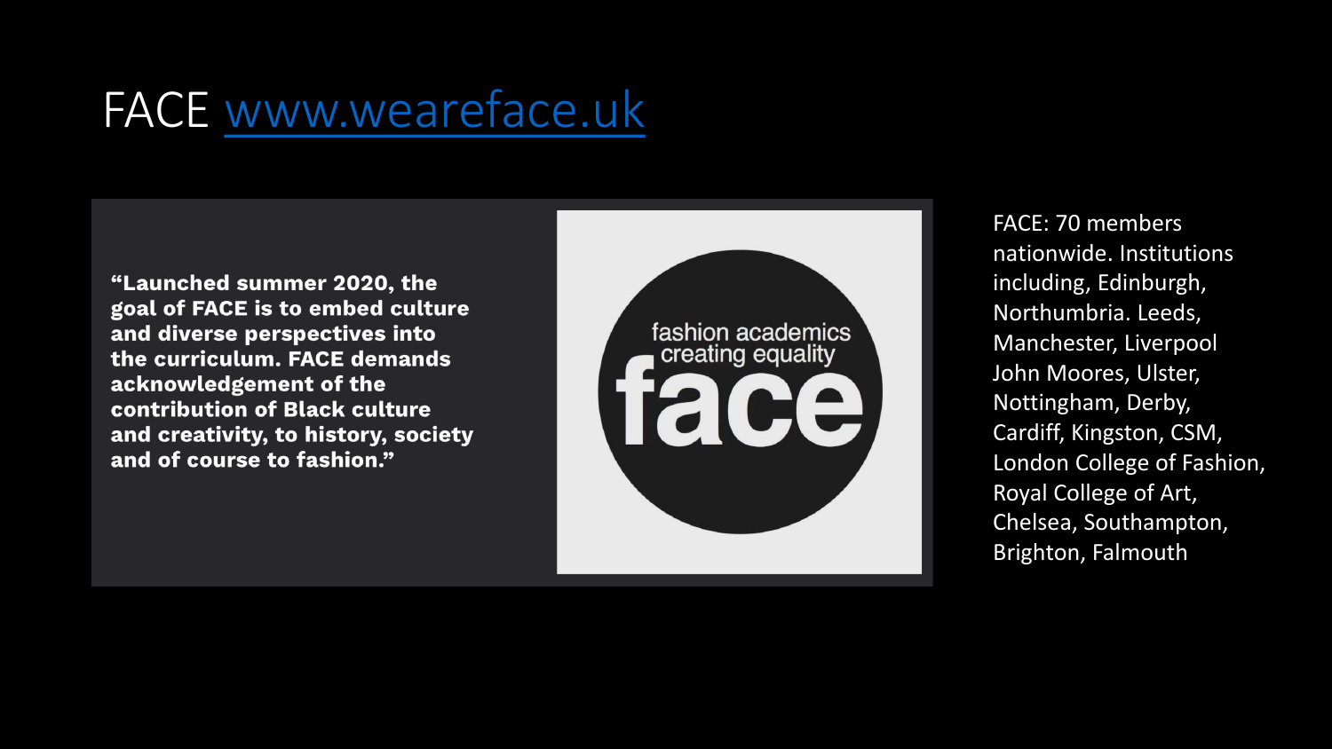# FACE www.weareface.uk

**"Launched summer 2020, the goal of FACE is to embed culture and diverse perspectives into the curriculum. FACE demands acknowledgement of the contribution of Black culture and creativity, to history, society and of course to fashion."**

fashion academics creating equality

face

FACE: 70 members nationwide. Institutions including, Edinburgh, Northumbria. Leeds, Manchester, Liverpool John Moores, Ulster, Nottingham, Derby, Cardiff, Kingston, CSM, London College of Fashion, Royal College of Art, Chelsea, Southampton, Brighton, Falmouth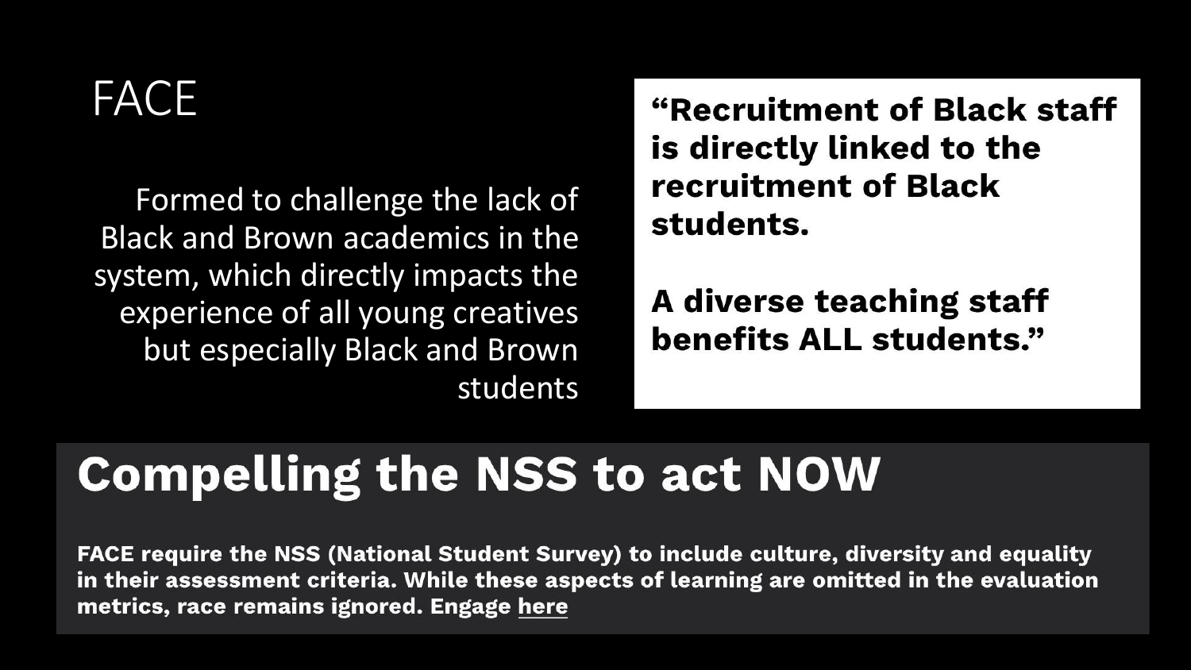# FACE

Formed to challenge the lack of Black and Brown academics in the system, which directly impacts the experience of all young creatives but especially Black and Brown students

**"Recruitment of Black staff is directly linked to the recruitment of Black students.**

**A diverse teaching staff benefits ALL students."**

## Compelling the NSS to act NOW

**FACE require the NSS (National Student Survey) to include culture, diversity and equality in their assessment criteria. While these aspects of learning are omitted in the evaluation metrics, race remains ignored. Engage here**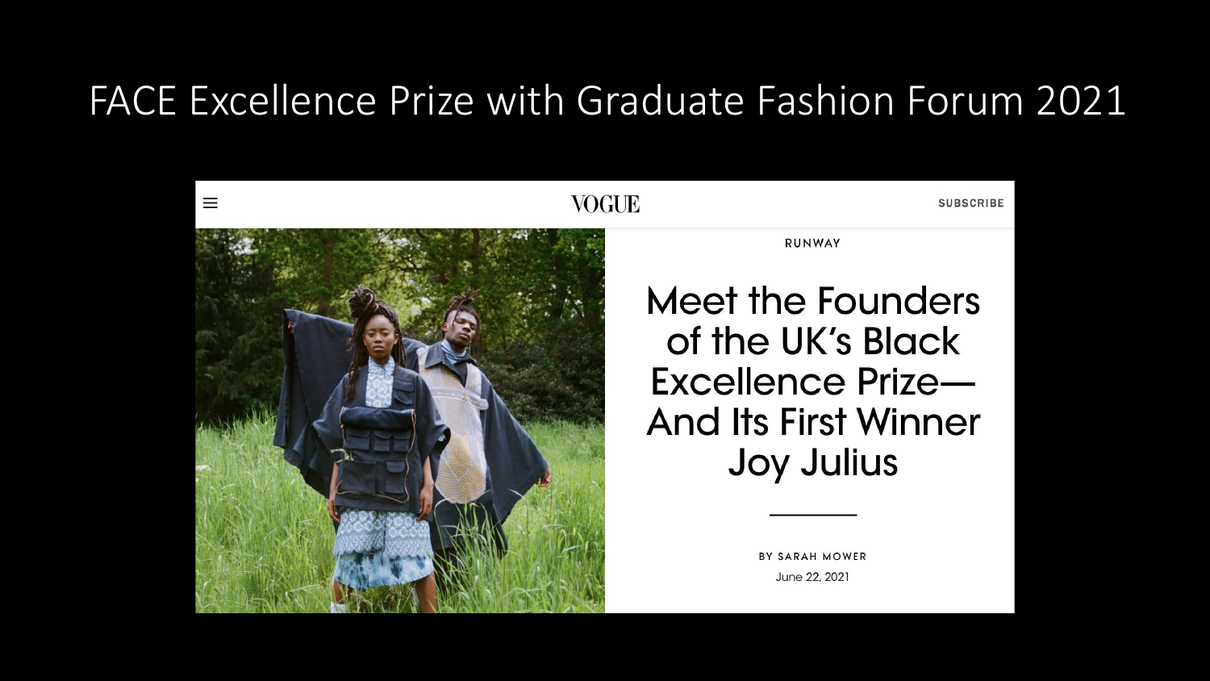# FACE Excellence Prize with Graduate Fashion Forum 2021

VOGUE

SUBSCRIBE

RUNWAY

## Meet the Founders of the UK's Black Excellence Prize—And Its First Winner Joy Julius

BY SARAH MOWER

June 22, 2021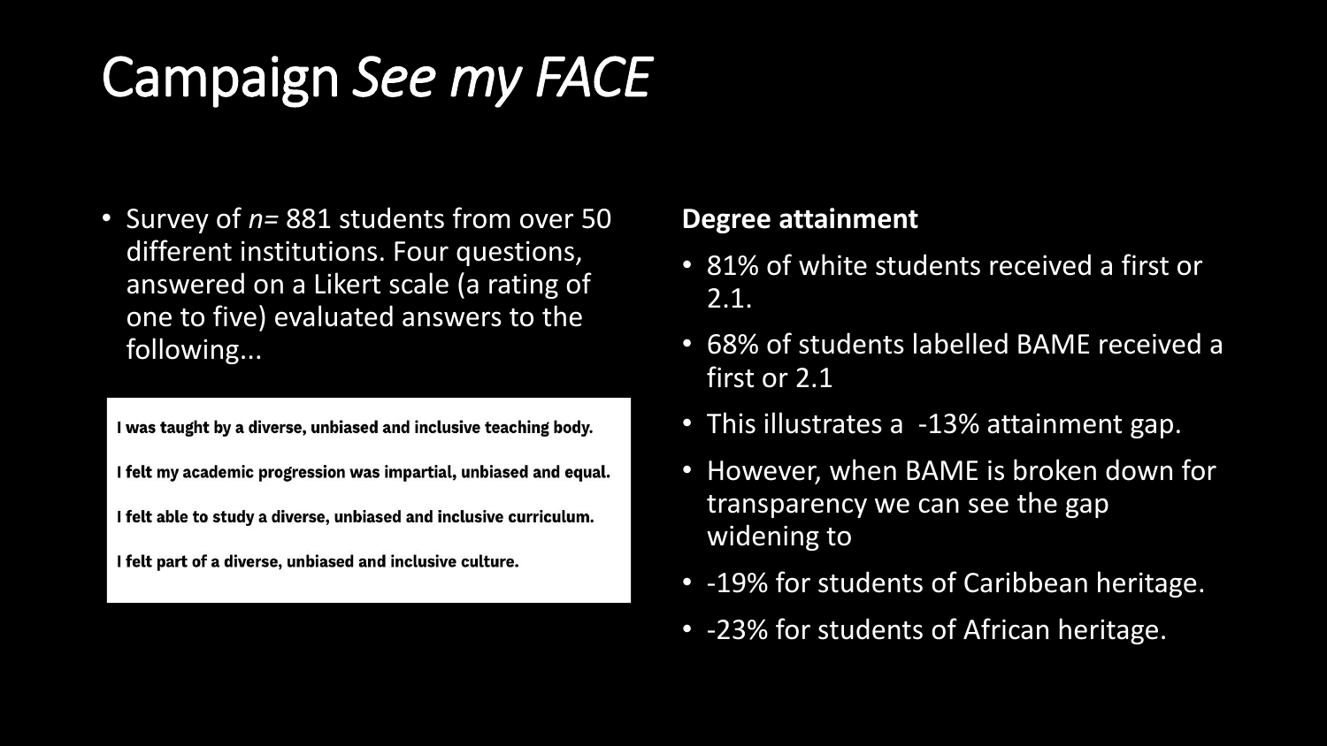# Campaign *See my FACE*

- Survey of *n*= 881 students from over 50 different institutions. Four questions, answered on a Likert scale (a rating of one to five) evaluated answers to the following...

**I was taught by a diverse, unbiased and inclusive teaching body.**

**I felt my academic progression was impartial, unbiased and equal.**

**I felt able to study a diverse, unbiased and inclusive curriculum.**

**I felt part of a diverse, unbiased and inclusive culture.**

**Degree attainment**

- 81% of white students received a first or 2.1.
- 68% of students labelled BAME received a first or 2.1
- This illustrates a -13% attainment gap.
- However, when BAME is broken down for transparency we can see the gap widening to
- -19% for students of Caribbean heritage.
- -23% for students of African heritage.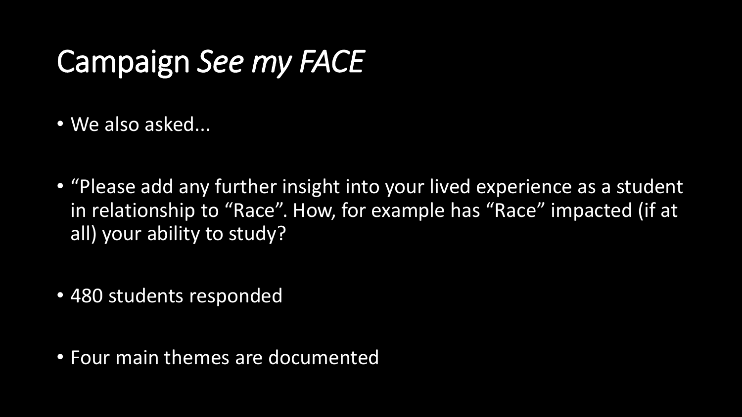# Campaign *See my FACE*

- We also asked...
- "Please add any further insight into your lived experience as a student in relationship to "Race". How, for example has "Race" impacted (if at all) your ability to study?
- 480 students responded
- Four main themes are documented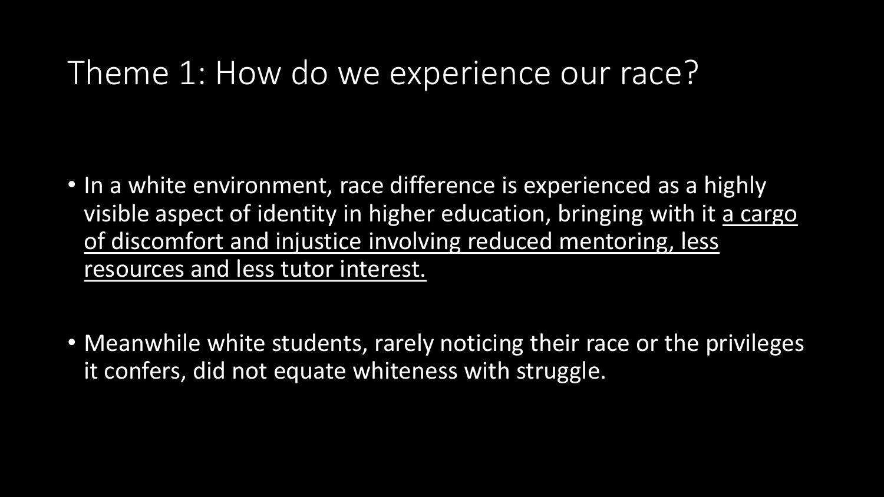# Theme 1: How do we experience our race?

- In a white environment, race difference is experienced as a highly visible aspect of identity in higher education, bringing with it <u>a cargo of discomfort and injustice involving reduced mentoring, less resources and less tutor interest.</u>

- Meanwhile white students, rarely noticing their race or the privileges it confers, did not equate whiteness with struggle.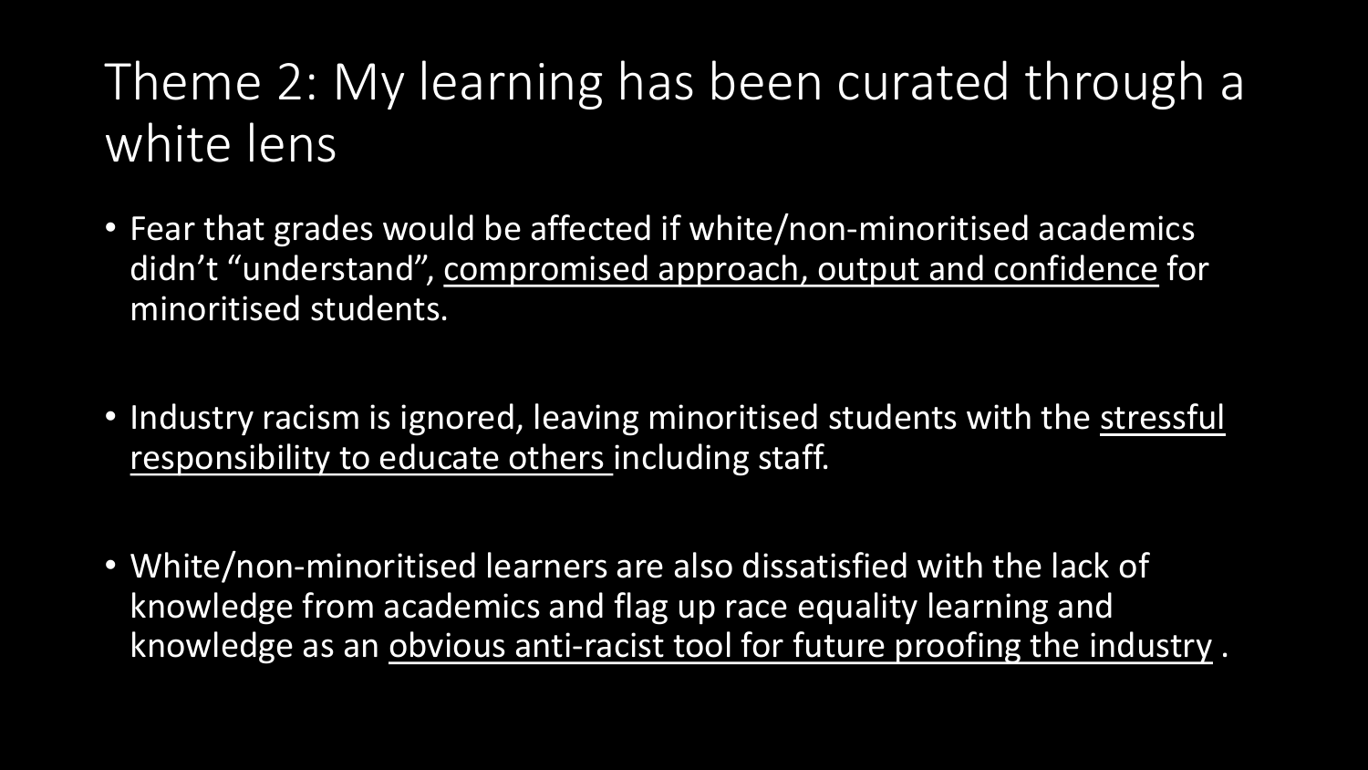# Theme 2: My learning has been curated through a white lens

- Fear that grades would be affected if white/non-minoritised academics didn't "understand", <u>compromised approach, output and confidence</u> for minoritised students.
- Industry racism is ignored, leaving minoritised students with the <u>stressful responsibility to educate others</u> including staff.
- White/non-minoritised learners are also dissatisfied with the lack of knowledge from academics and flag up race equality learning and knowledge as an <u>obvious anti-racist tool for future proofing the industry</u> .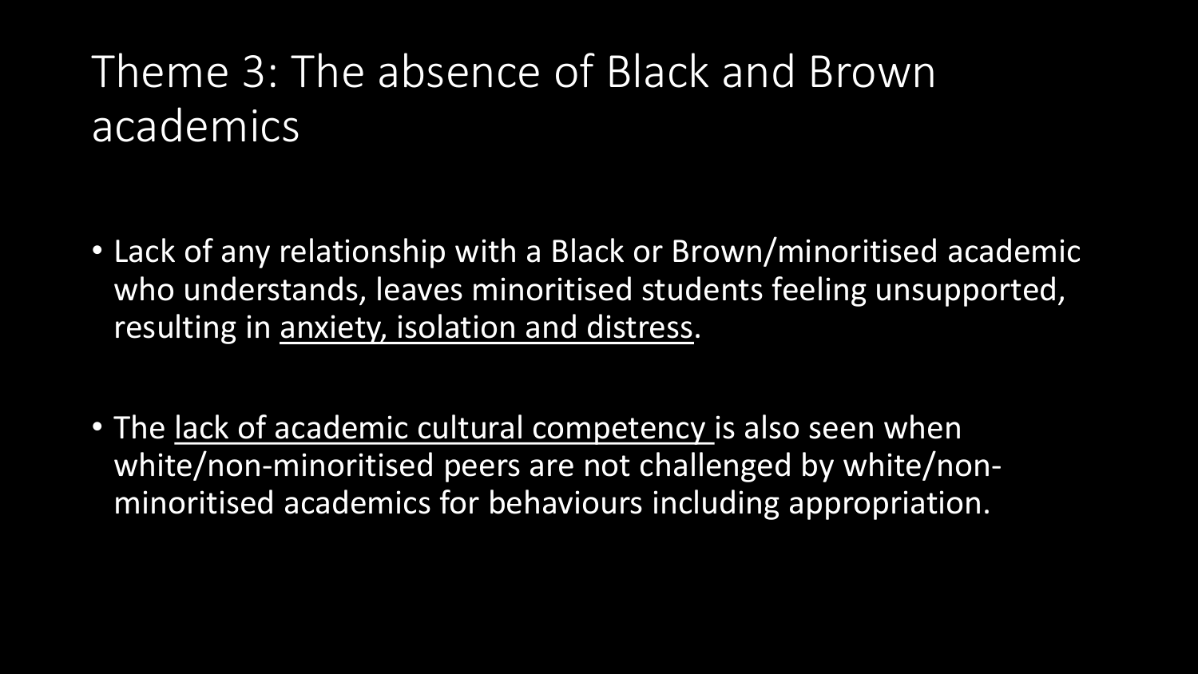# Theme 3: The absence of Black and Brown academics

- Lack of any relationship with a Black or Brown/minoritised academic who understands, leaves minoritised students feeling unsupported, resulting in <u>anxiety, isolation and distress</u>.

- The <u>lack of academic cultural competency</u> is also seen when white/non-minoritised peers are not challenged by white/non-minoritised academics for behaviours including appropriation.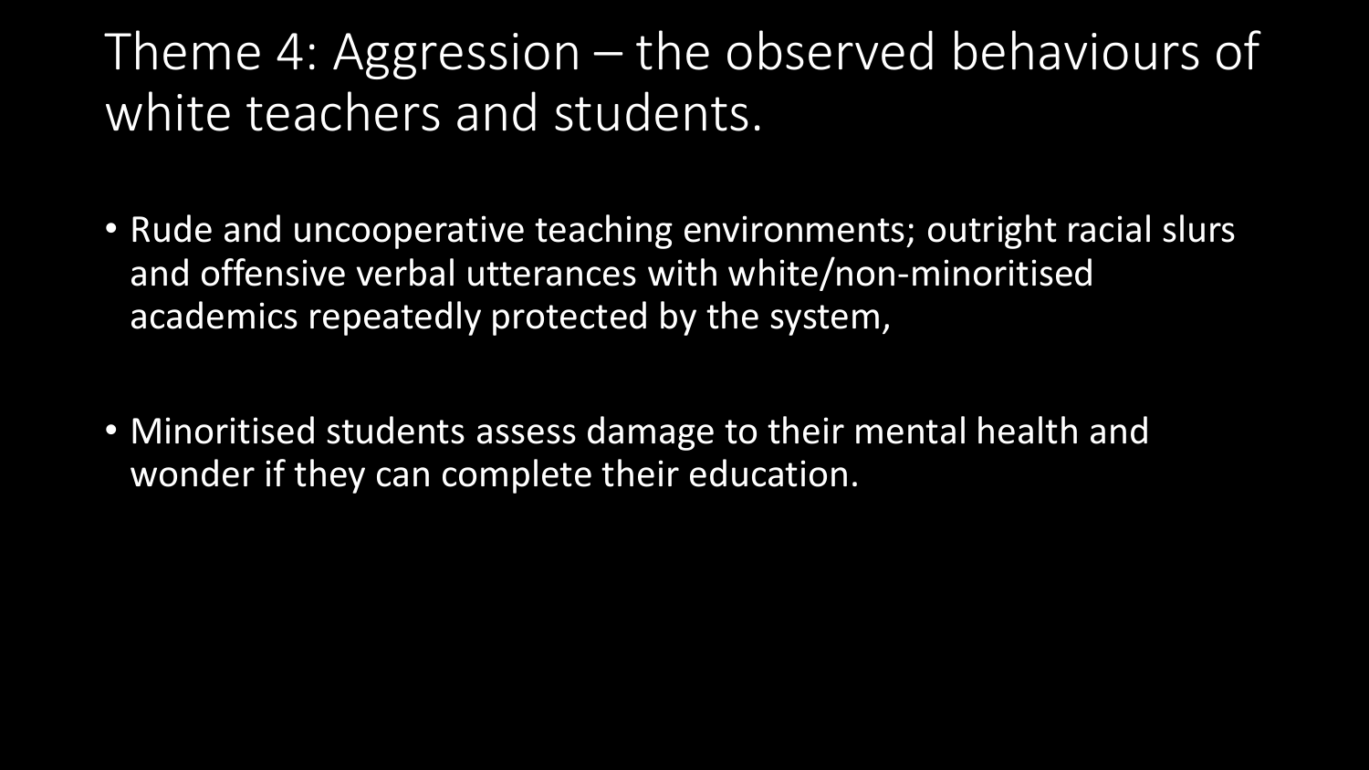# Theme 4: Aggression – the observed behaviours of white teachers and students.

- Rude and uncooperative teaching environments; outright racial slurs and offensive verbal utterances with white/non-minoritised academics repeatedly protected by the system,

- Minoritised students assess damage to their mental health and wonder if they can complete their education.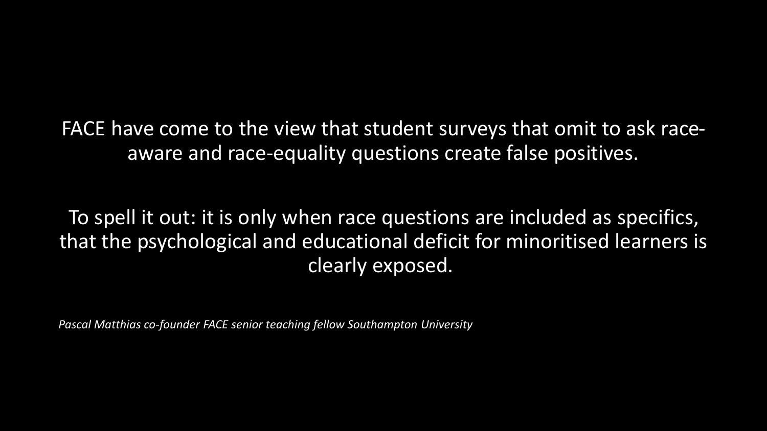FACE have come to the view that student surveys that omit to ask race-aware and race-equality questions create false positives.

To spell it out: it is only when race questions are included as specifics, that the psychological and educational deficit for minoritised learners is clearly exposed.

*Pascal Matthias co-founder FACE senior teaching fellow Southampton University*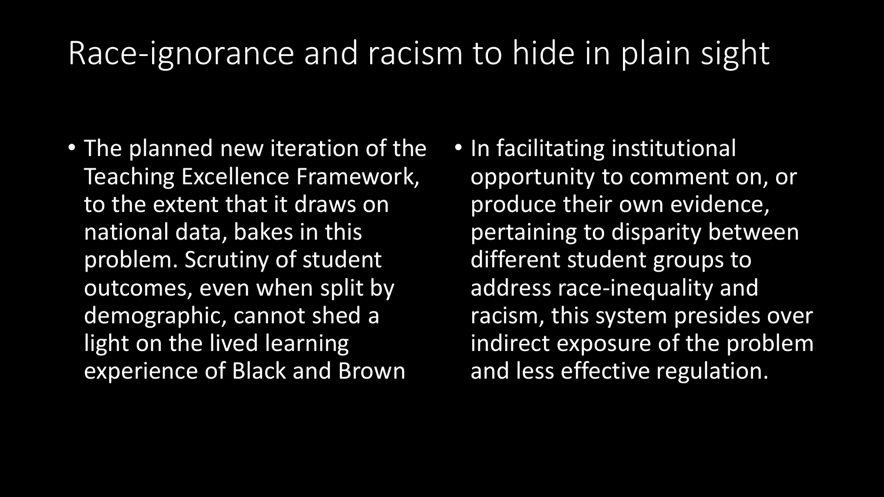# Race-ignorance and racism to hide in plain sight

- The planned new iteration of the Teaching Excellence Framework, to the extent that it draws on national data, bakes in this problem. Scrutiny of student outcomes, even when split by demographic, cannot shed a light on the lived learning experience of Black and Brown
- In facilitating institutional opportunity to comment on, or produce their own evidence, pertaining to disparity between different student groups to address race-inequality and racism, this system presides over indirect exposure of the problem and less effective regulation.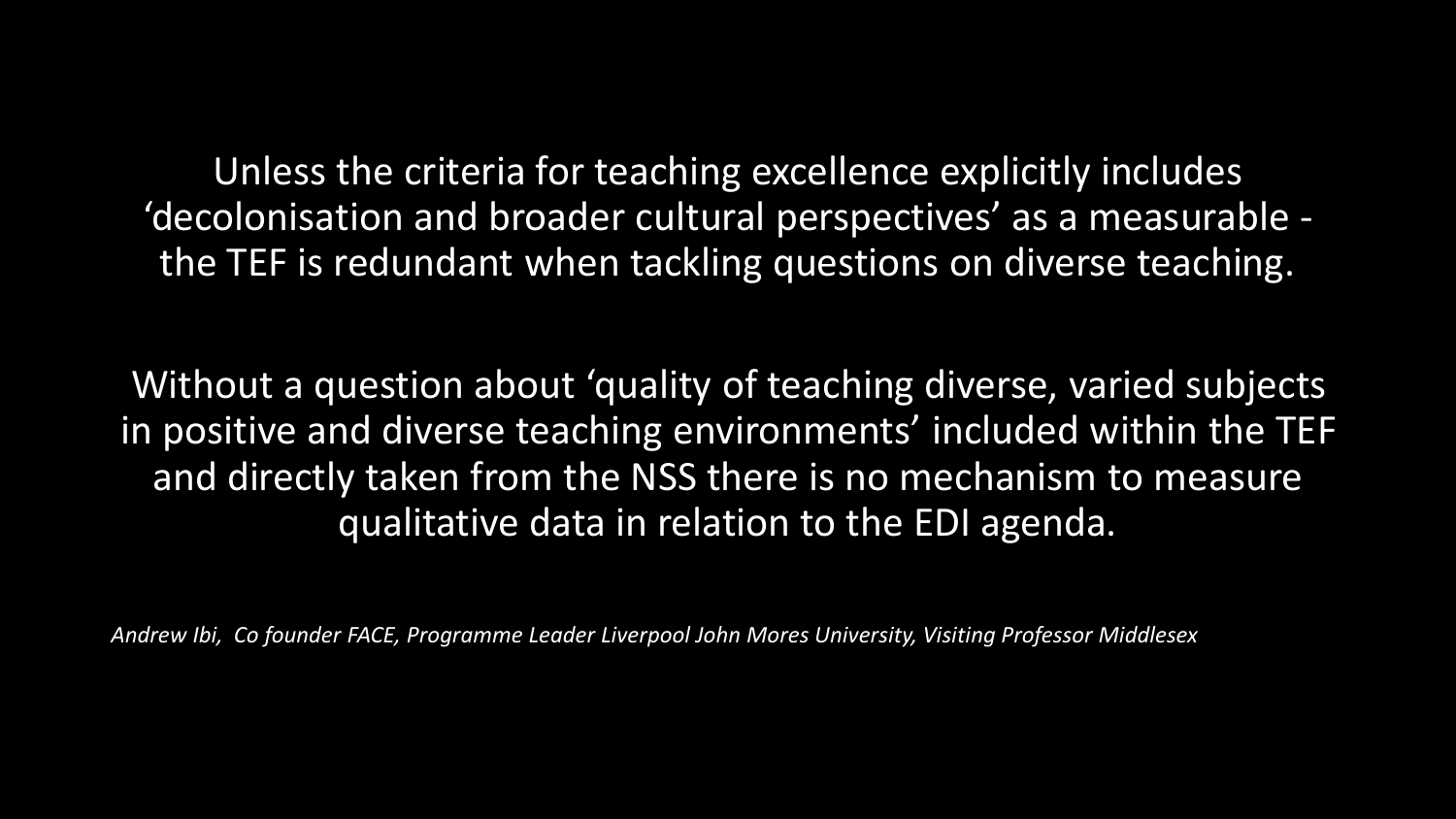Unless the criteria for teaching excellence explicitly includes 'decolonisation and broader cultural perspectives' as a measurable - the TEF is redundant when tackling questions on diverse teaching.

Without a question about 'quality of teaching diverse, varied subjects in positive and diverse teaching environments' included within the TEF and directly taken from the NSS there is no mechanism to measure qualitative data in relation to the EDI agenda.

*Andrew Ibi, Co founder FACE, Programme Leader Liverpool John Mores University, Visiting Professor Middlesex*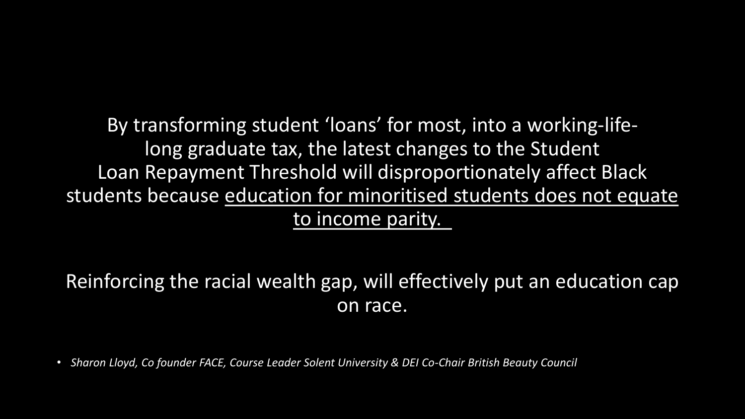By transforming student 'loans' for most, into a working-life-long graduate tax, the latest changes to the Student Loan Repayment Threshold will disproportionately affect Black students because <u>education for minoritised students does not equate to income parity.</u>

Reinforcing the racial wealth gap, will effectively put an education cap on race.

- *Sharon Lloyd, Co founder FACE, Course Leader Solent University & DEI Co-Chair British Beauty Council*